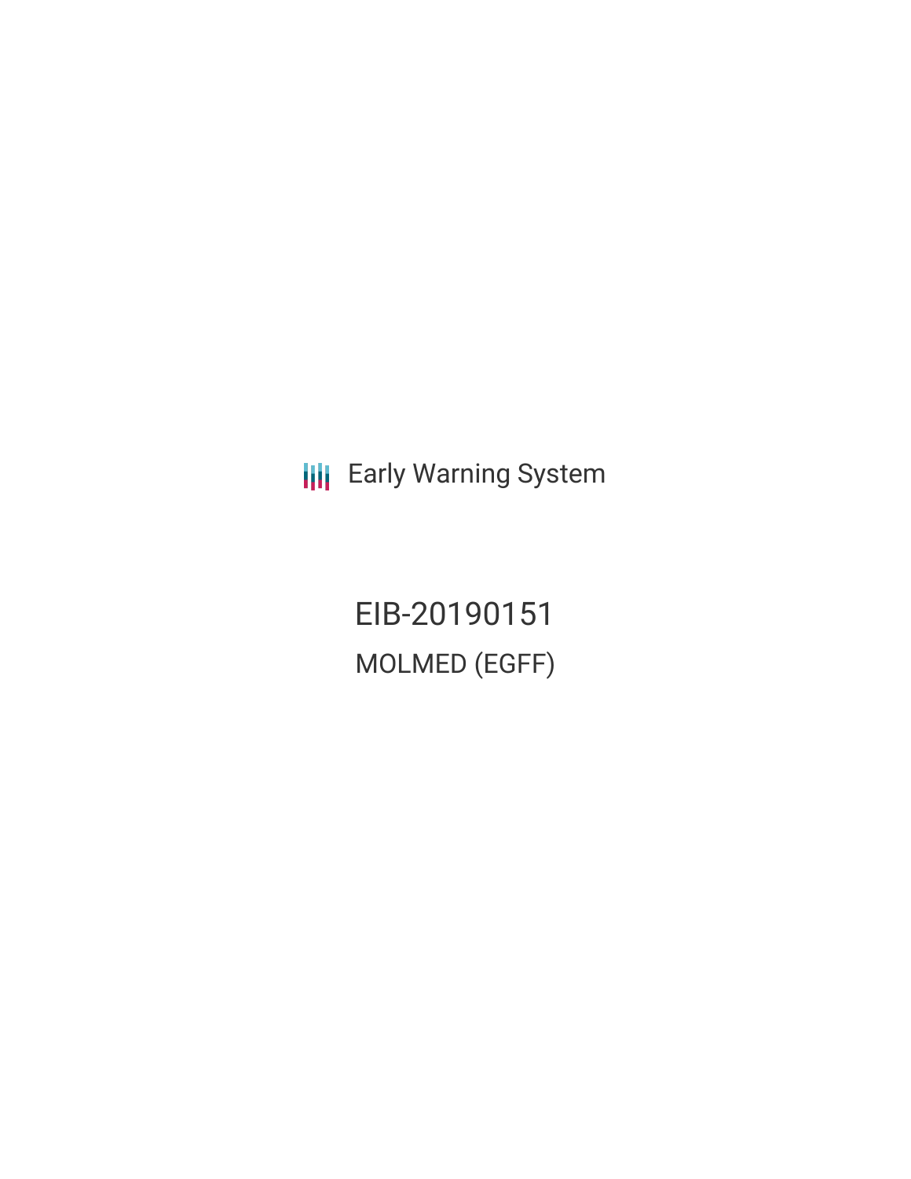Early Warning System

# EIB-20190151

## MOLMED (EGFF)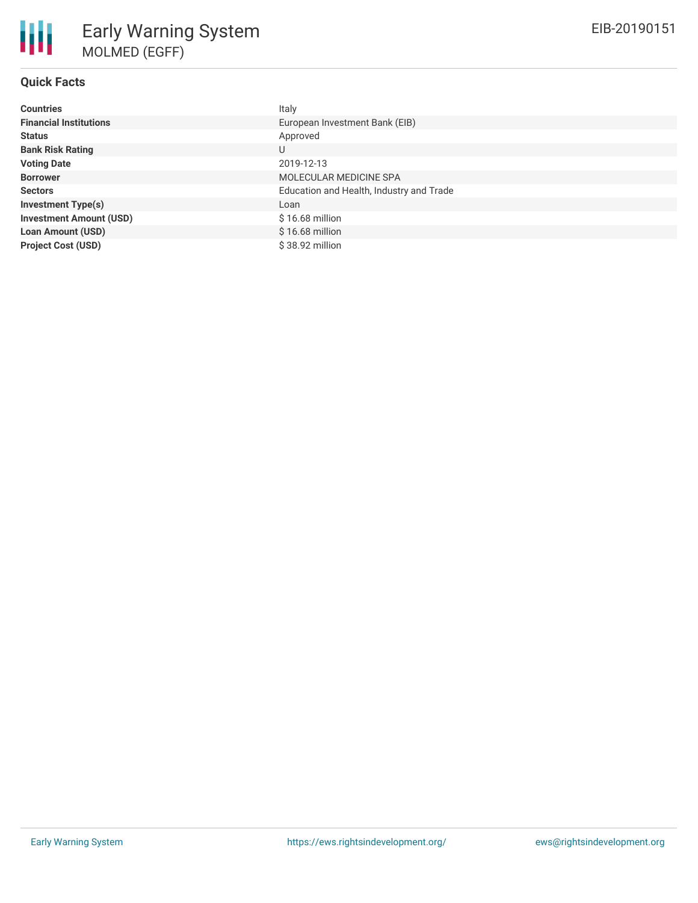# Early Warning System

## MOLMED (EGFF)

EIB-20190151

### Quick Facts

| | |
|---|---|
| **Countries** | Italy |
| **Financial Institutions** | European Investment Bank (EIB) |
| **Status** | Approved |
| **Bank Risk Rating** | U |
| **Voting Date** | 2019-12-13 |
| **Borrower** | MOLECULAR MEDICINE SPA |
| **Sectors** | Education and Health, Industry and Trade |
| **Investment Type(s)** | Loan |
| **Investment Amount (USD)** | $ 16.68 million |
| **Loan Amount (USD)** | $ 16.68 million |
| **Project Cost (USD)** | $ 38.92 million |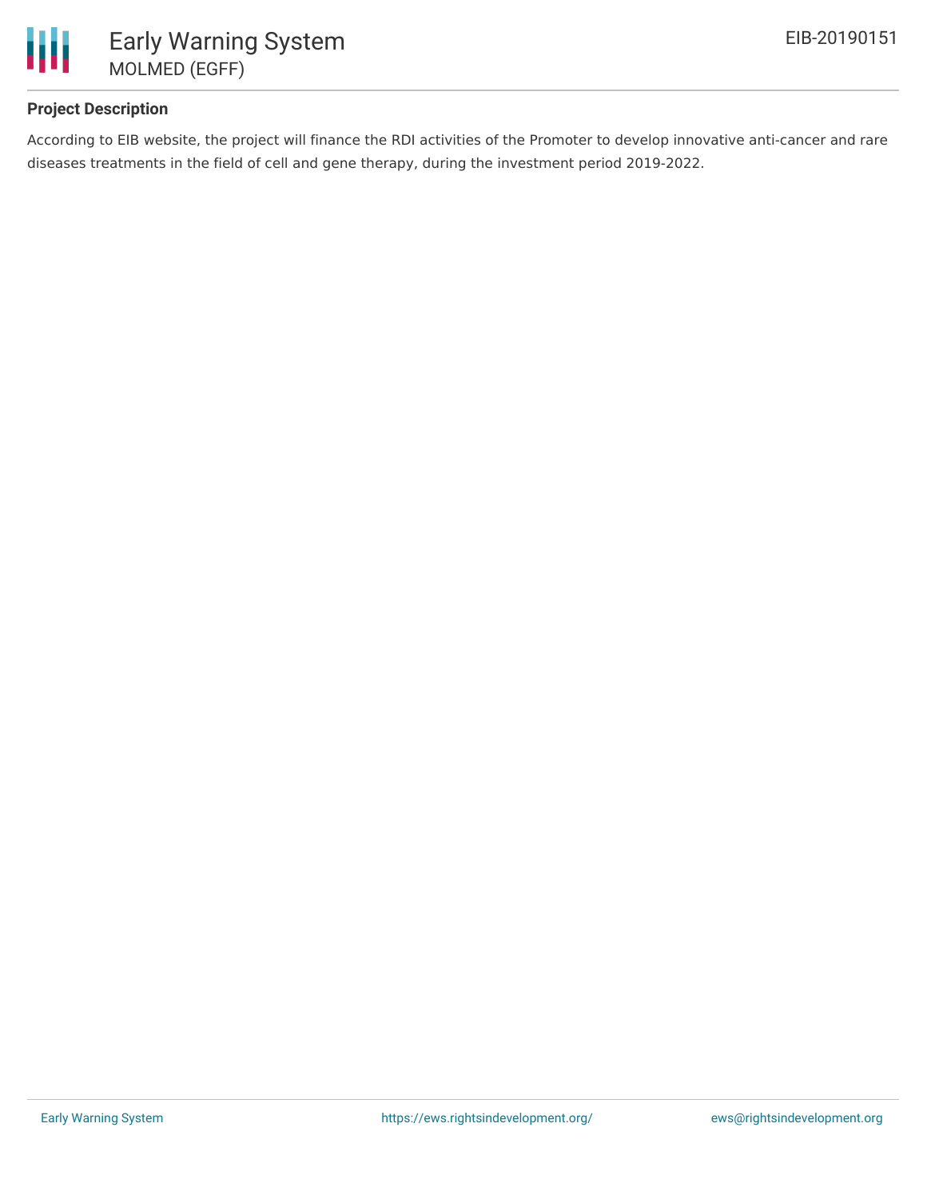## Project Description

According to EIB website, the project will finance the RDI activities of the Promoter to develop innovative anti-cancer and rare diseases treatments in the field of cell and gene therapy, during the investment period 2019-2022.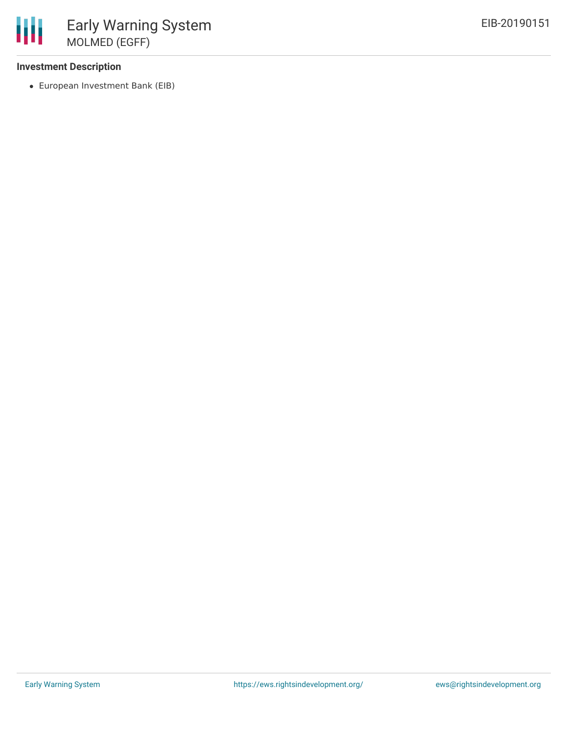### Investment Description

- European Investment Bank (EIB)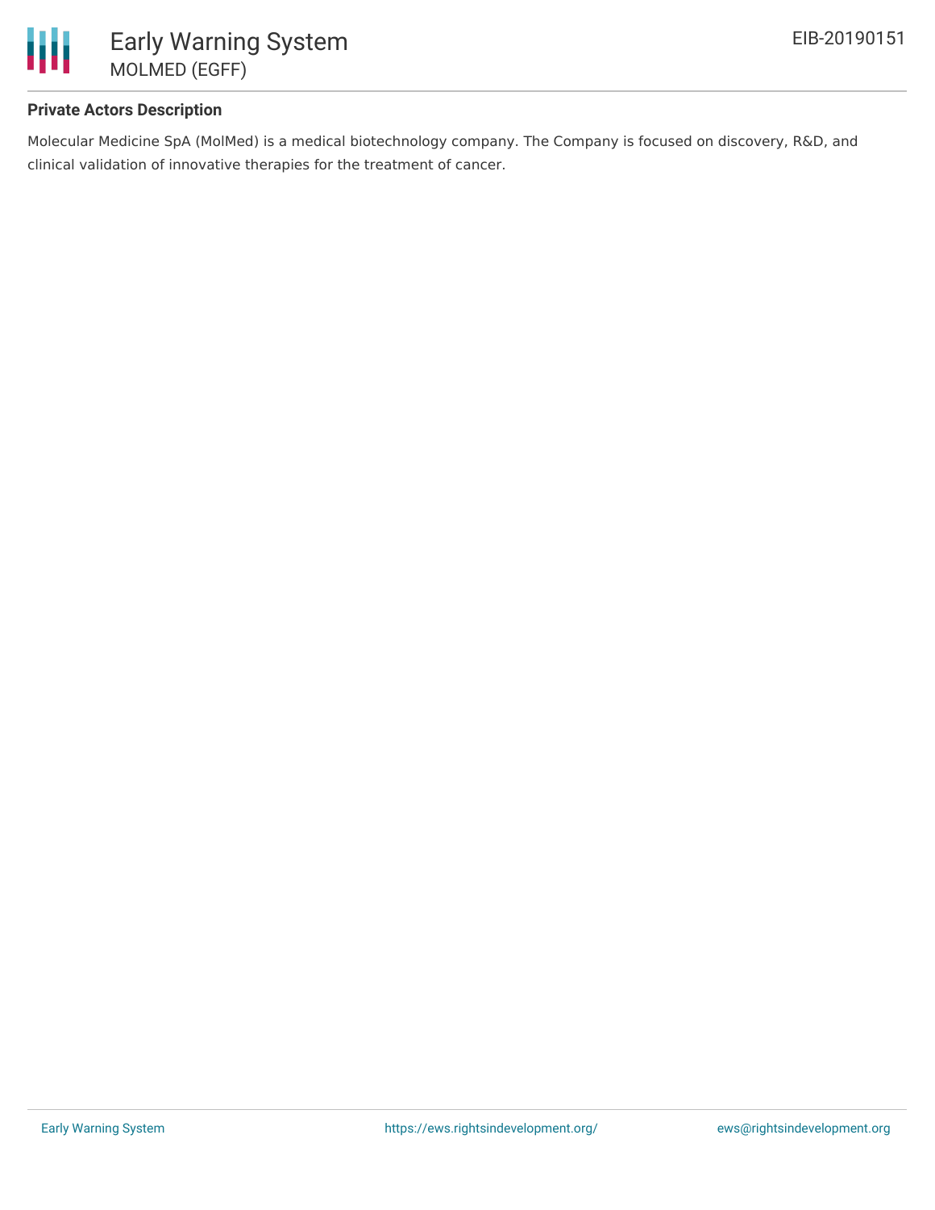### Private Actors Description

Molecular Medicine SpA (MolMed) is a medical biotechnology company. The Company is focused on discovery, R&D, and clinical validation of innovative therapies for the treatment of cancer.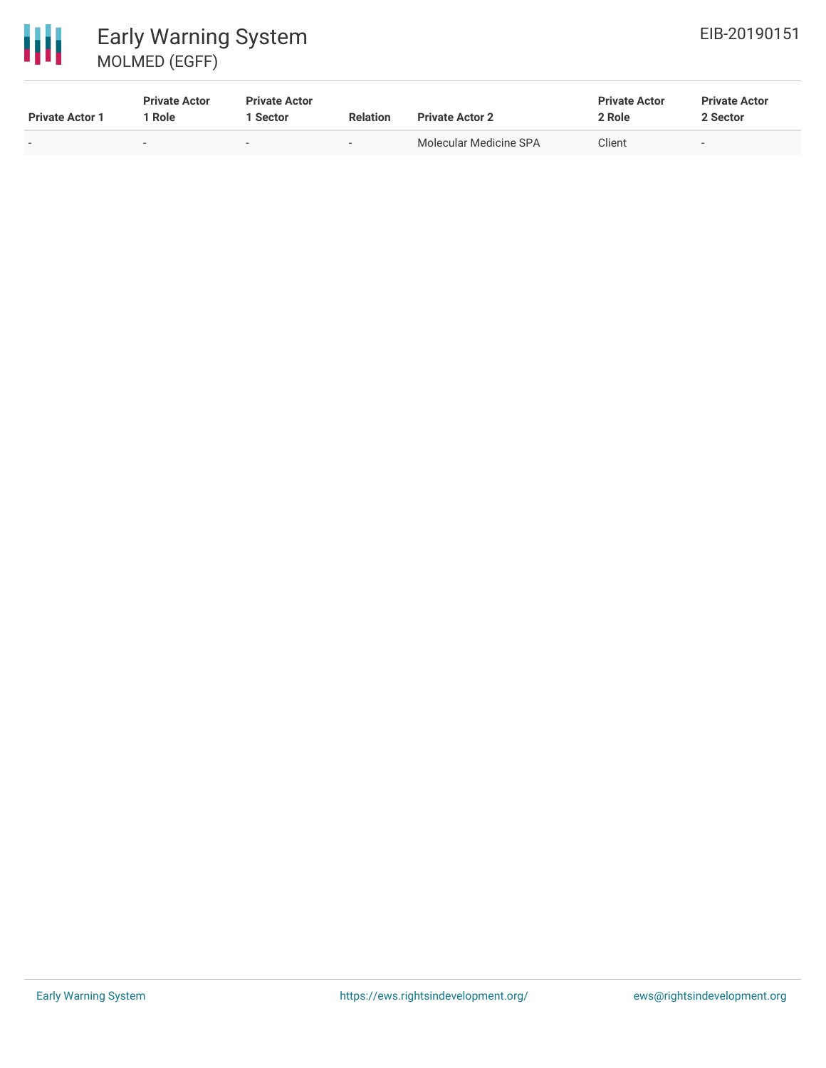| Private Actor 1 | Private Actor 1 Role | Private Actor 1 Sector | Relation | Private Actor 2 | Private Actor 2 Role | Private Actor 2 Sector |
|---|---|---|---|---|---|---|
| - | - | - | - | Molecular Medicine SPA | Client | - |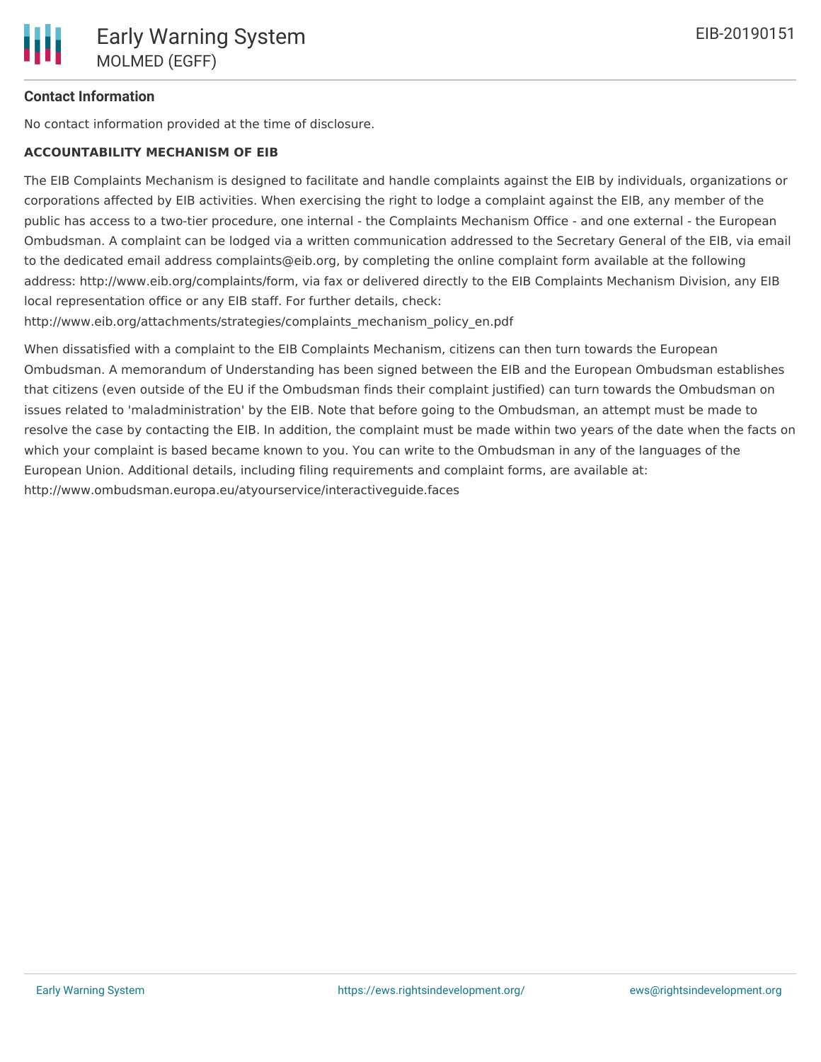### Contact Information

No contact information provided at the time of disclosure.

**ACCOUNTABILITY MECHANISM OF EIB**

The EIB Complaints Mechanism is designed to facilitate and handle complaints against the EIB by individuals, organizations or corporations affected by EIB activities. When exercising the right to lodge a complaint against the EIB, any member of the public has access to a two-tier procedure, one internal - the Complaints Mechanism Office - and one external - the European Ombudsman. A complaint can be lodged via a written communication addressed to the Secretary General of the EIB, via email to the dedicated email address complaints@eib.org, by completing the online complaint form available at the following address: http://www.eib.org/complaints/form, via fax or delivered directly to the EIB Complaints Mechanism Division, any EIB local representation office or any EIB staff. For further details, check: http://www.eib.org/attachments/strategies/complaints_mechanism_policy_en.pdf

When dissatisfied with a complaint to the EIB Complaints Mechanism, citizens can then turn towards the European Ombudsman. A memorandum of Understanding has been signed between the EIB and the European Ombudsman establishes that citizens (even outside of the EU if the Ombudsman finds their complaint justified) can turn towards the Ombudsman on issues related to 'maladministration' by the EIB. Note that before going to the Ombudsman, an attempt must be made to resolve the case by contacting the EIB. In addition, the complaint must be made within two years of the date when the facts on which your complaint is based became known to you. You can write to the Ombudsman in any of the languages of the European Union. Additional details, including filing requirements and complaint forms, are available at: http://www.ombudsman.europa.eu/atyourservice/interactiveguide.faces